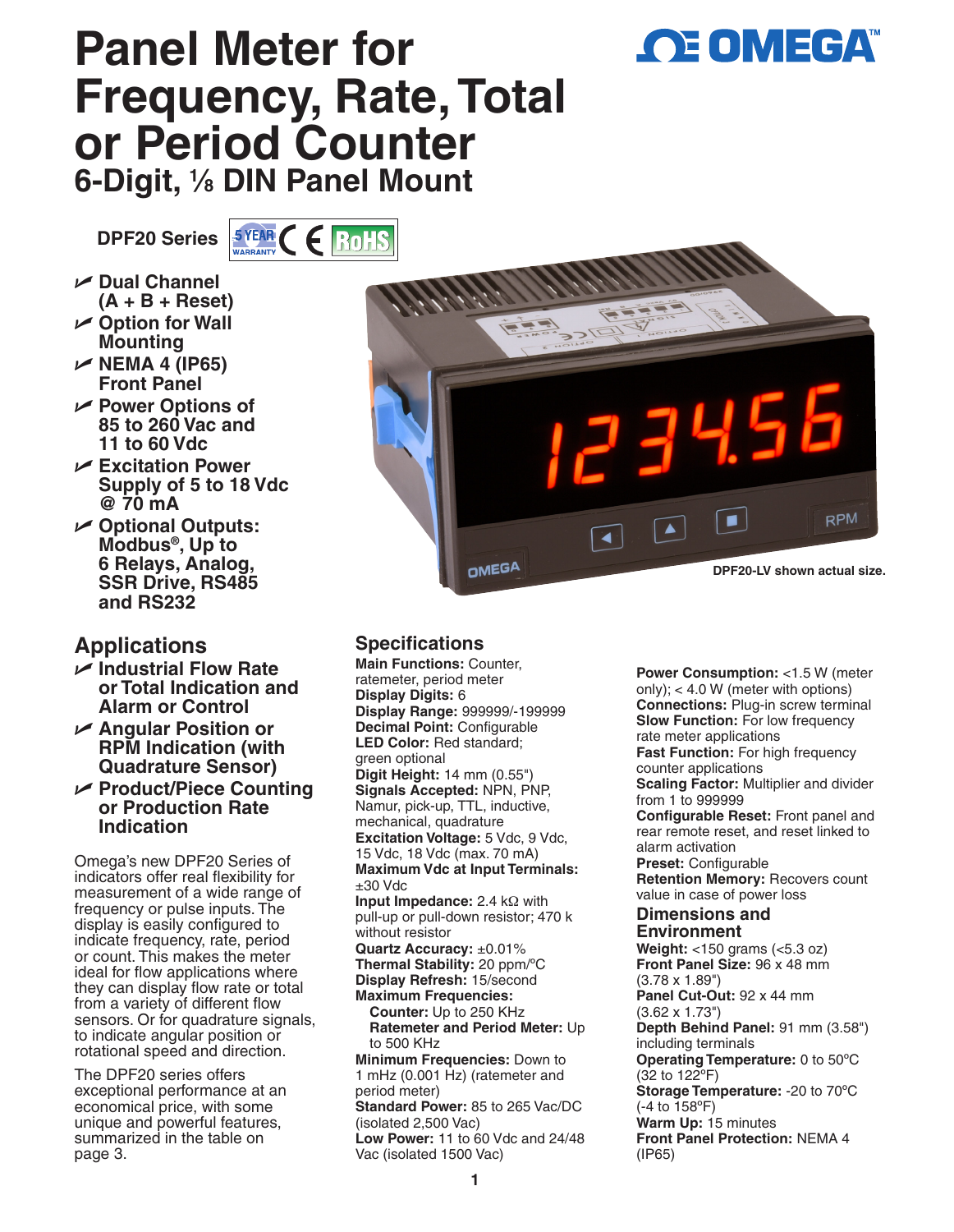# Panel Meter for Frequency, Rate, Total or Period Counter

## 6-Digit, ⅛ DIN Panel Mount

**DPF20 Series**

- **Dual Channel (A + B + Reset)**
- **Option for Wall Mounting**
- **NEMA 4 (IP65) Front Panel**
- **Power Options of 85 to 260 Vac and 11 to 60 Vdc**
- **Excitation Power Supply of 5 to 18 Vdc @ 70 mA**
- **Optional Outputs: Modbus®, Up to 6 Relays, Analog, SSR Drive, RS485 and RS232**

DPF20-LV shown actual size.

## Applications

- **Industrial Flow Rate or Total Indication and Alarm or Control**
- **Angular Position or RPM Indication (with Quadrature Sensor)**
- **Product/Piece Counting or Production Rate Indication**

Omega's new DPF20 Series of indicators offer real flexibility for measurement of a wide range of frequency or pulse inputs. The display is easily configured to indicate frequency, rate, period or count. This makes the meter ideal for flow applications where they can display flow rate or total from a variety of different flow sensors. Or for quadrature signals, to indicate angular position or rotational speed and direction.

The DPF20 series offers exceptional performance at an economical price, with some unique and powerful features, summarized in the table on page 3.

## Specifications

**Main Functions:** Counter, ratemeter, period meter
**Display Digits:** 6
**Display Range:** 999999/-199999
**Decimal Point:** Configurable
**LED Color:** Red standard; green optional
**Digit Height:** 14 mm (0.55")
**Signals Accepted:** NPN, PNP, Namur, pick-up, TTL, inductive, mechanical, quadrature
**Excitation Voltage:** 5 Vdc, 9 Vdc, 15 Vdc, 18 Vdc (max. 70 mA)
**Maximum Vdc at Input Terminals:** ±30 Vdc
**Input Impedance:** 2.4 kΩ with pull-up or pull-down resistor; 470 k without resistor
**Quartz Accuracy:** ±0.01%
**Thermal Stability:** 20 ppm/ºC
**Display Refresh:** 15/second
**Maximum Frequencies:**
  **Counter:** Up to 250 KHz
  **Ratemeter and Period Meter:** Up to 500 KHz
**Minimum Frequencies:** Down to 1 mHz (0.001 Hz) (ratemeter and period meter)
**Standard Power:** 85 to 265 Vac/DC (isolated 2,500 Vac)
**Low Power:** 11 to 60 Vdc and 24/48 Vac (isolated 1500 Vac)
**Power Consumption:** <1.5 W (meter only); < 4.0 W (meter with options)
**Connections:** Plug-in screw terminal
**Slow Function:** For low frequency rate meter applications
**Fast Function:** For high frequency counter applications
**Scaling Factor:** Multiplier and divider from 1 to 999999
**Configurable Reset:** Front panel and rear remote reset, and reset linked to alarm activation
**Preset:** Configurable
**Retention Memory:** Recovers count value in case of power loss

## Dimensions and Environment

**Weight:** <150 grams (<5.3 oz)
**Front Panel Size:** 96 x 48 mm (3.78 x 1.89")
**Panel Cut-Out:** 92 x 44 mm (3.62 x 1.73")
**Depth Behind Panel:** 91 mm (3.58") including terminals
**Operating Temperature:** 0 to 50ºC (32 to 122ºF)
**Storage Temperature:** -20 to 70ºC (-4 to 158ºF)
**Warm Up:** 15 minutes
**Front Panel Protection:** NEMA 4 (IP65)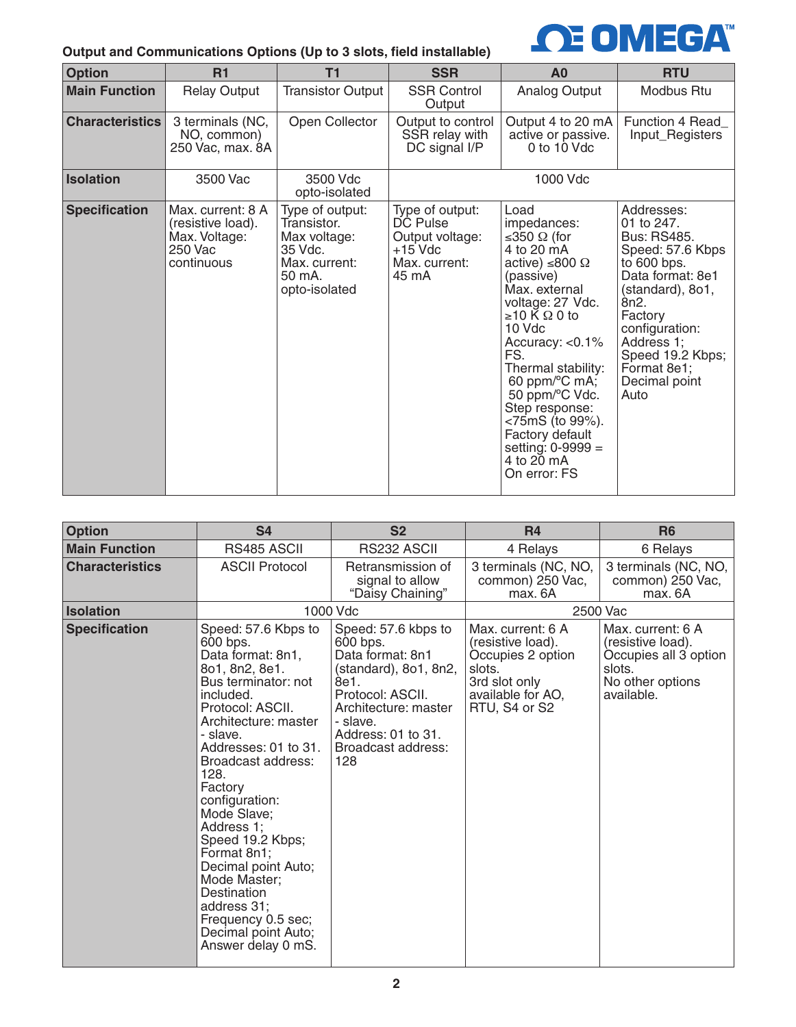## Output and Communications Options (Up to 3 slots, field installable)

| Option | R1 | T1 | SSR | A0 | RTU |
|---|---|---|---|---|---|
| **Main Function** | Relay Output | Transistor Output | SSR Control Output | Analog Output | Modbus Rtu |
| **Characteristics** | 3 terminals (NC, NO, common) 250 Vac, max. 8A | Open Collector | Output to control SSR relay with DC signal I/P | Output 4 to 20 mA active or passive. 0 to 10 Vdc | Function 4 Read_ Input_Registers |
| **Isolation** | 3500 Vac | 3500 Vdc opto-isolated | 1000 Vdc | | |
| **Specification** | Max. current: 8 A (resistive load). Max. Voltage: 250 Vac continuous | Type of output: Transistor. Max voltage: 35 Vdc. Max. current: 50 mA. opto-isolated | Type of output: DC Pulse Output voltage: +15 Vdc Max. current: 45 mA | Load impedances: ≤350 Ω (for 4 to 20 mA active) ≤800 Ω (passive) Max. external voltage: 27 Vdc. ≥10 K Ω 0 to 10 Vdc Accuracy: <0.1% FS. Thermal stability: 60 ppm/ºC mA; 50 ppm/ºC Vdc. Step response: <75mS (to 99%). Factory default setting: 0-9999 = 4 to 20 mA On error: FS | Addresses: 01 to 247. Bus: RS485. Speed: 57.6 Kbps to 600 bps. Data format: 8e1 (standard), 8o1, 8n2. Factory configuration: Address 1; Speed 19.2 Kbps; Format 8e1; Decimal point Auto |

| Option | S4 | S2 | R4 | R6 |
|---|---|---|---|---|
| **Main Function** | RS485 ASCII | RS232 ASCII | 4 Relays | 6 Relays |
| **Characteristics** | ASCII Protocol | Retransmission of signal to allow "Daisy Chaining" | 3 terminals (NC, NO, common) 250 Vac, max. 6A | 3 terminals (NC, NO, common) 250 Vac, max. 6A |
| **Isolation** | 1000 Vdc | | 2500 Vac | |
| **Specification** | Speed: 57.6 Kbps to 600 bps. Data format: 8n1, 8o1, 8n2, 8e1. Bus terminator: not included. Protocol: ASCII. Architecture: master - slave. Addresses: 01 to 31. Broadcast address: 128. Factory configuration: Mode Slave; Address 1; Speed 19.2 Kbps; Format 8n1; Decimal point Auto; Mode Master; Destination address 31; Frequency 0.5 sec; Decimal point Auto; Answer delay 0 mS. | Speed: 57.6 kbps to 600 bps. Data format: 8n1 (standard), 8o1, 8n2, 8e1. Protocol: ASCII. Architecture: master - slave. Address: 01 to 31. Broadcast address: 128 | Max. current: 6 A (resistive load). Occupies 2 option slots. 3rd slot only available for AO, RTU, S4 or S2 | Max. current: 6 A (resistive load). Occupies all 3 option slots. No other options available. |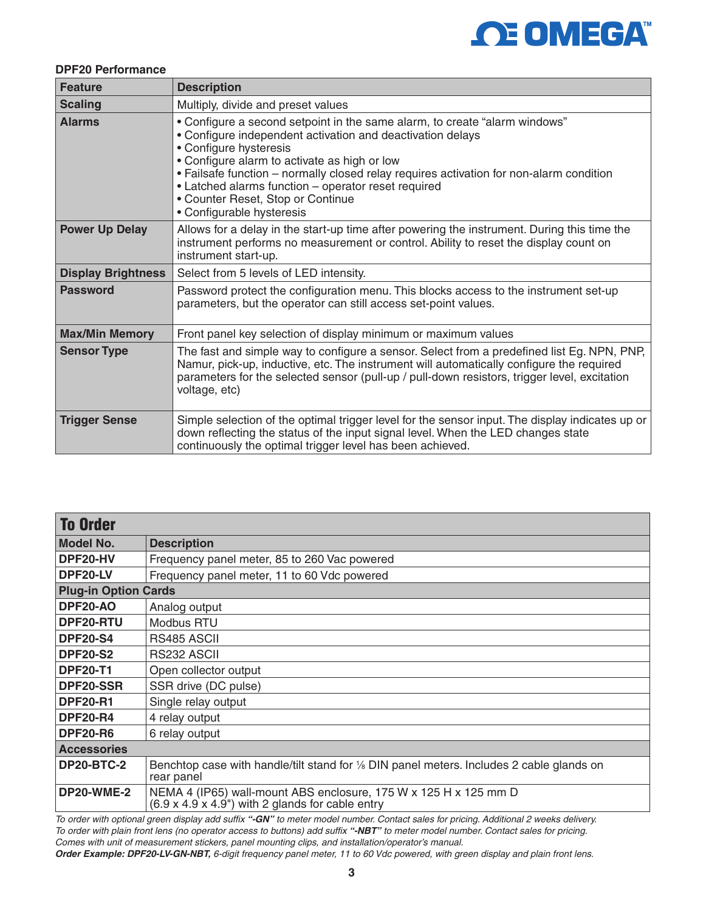### DPF20 Performance

| Feature | Description |
|---|---|
| **Scaling** | Multiply, divide and preset values |
| **Alarms** | • Configure a second setpoint in the same alarm, to create "alarm windows"<br>• Configure independent activation and deactivation delays<br>• Configure hysteresis<br>• Configure alarm to activate as high or low<br>• Failsafe function – normally closed relay requires activation for non-alarm condition<br>• Latched alarms function – operator reset required<br>• Counter Reset, Stop or Continue<br>• Configurable hysteresis |
| **Power Up Delay** | Allows for a delay in the start-up time after powering the instrument. During this time the instrument performs no measurement or control. Ability to reset the display count on instrument start-up. |
| **Display Brightness** | Select from 5 levels of LED intensity. |
| **Password** | Password protect the configuration menu. This blocks access to the instrument set-up parameters, but the operator can still access set-point values. |
| **Max/Min Memory** | Front panel key selection of display minimum or maximum values |
| **Sensor Type** | The fast and simple way to configure a sensor. Select from a predefined list Eg. NPN, PNP, Namur, pick-up, inductive, etc. The instrument will automatically configure the required parameters for the selected sensor (pull-up / pull-down resistors, trigger level, excitation voltage, etc) |
| **Trigger Sense** | Simple selection of the optimal trigger level for the sensor input. The display indicates up or down reflecting the status of the input signal level. When the LED changes state continuously the optimal trigger level has been achieved. |

## To Order

| Model No. | Description |
|---|---|
| **DPF20-HV** | Frequency panel meter, 85 to 260 Vac powered |
| **DPF20-LV** | Frequency panel meter, 11 to 60 Vdc powered |
| **Plug-in Option Cards** | |
| **DPF20-AO** | Analog output |
| **DPF20-RTU** | Modbus RTU |
| **DPF20-S4** | RS485 ASCII |
| **DPF20-S2** | RS232 ASCII |
| **DPF20-T1** | Open collector output |
| **DPF20-SSR** | SSR drive (DC pulse) |
| **DPF20-R1** | Single relay output |
| **DPF20-R4** | 4 relay output |
| **DPF20-R6** | 6 relay output |
| **Accessories** | |
| **DP20-BTC-2** | Benchtop case with handle/tilt stand for ⅛ DIN panel meters. Includes 2 cable glands on rear panel |
| **DP20-WME-2** | NEMA 4 (IP65) wall-mount ABS enclosure, 175 W x 125 H x 125 mm D (6.9 x 4.9 x 4.9") with 2 glands for cable entry |

*To order with optional green display add suffix **"-GN"** to meter model number. Contact sales for pricing. Additional 2 weeks delivery.*
*To order with plain front lens (no operator access to buttons) add suffix **"-NBT"** to meter model number. Contact sales for pricing.*
*Comes with unit of measurement stickers, panel mounting clips, and installation/operator's manual.*
***Order Example: DPF20-LV-GN-NBT,** 6-digit frequency panel meter, 11 to 60 Vdc powered, with green display and plain front lens.*